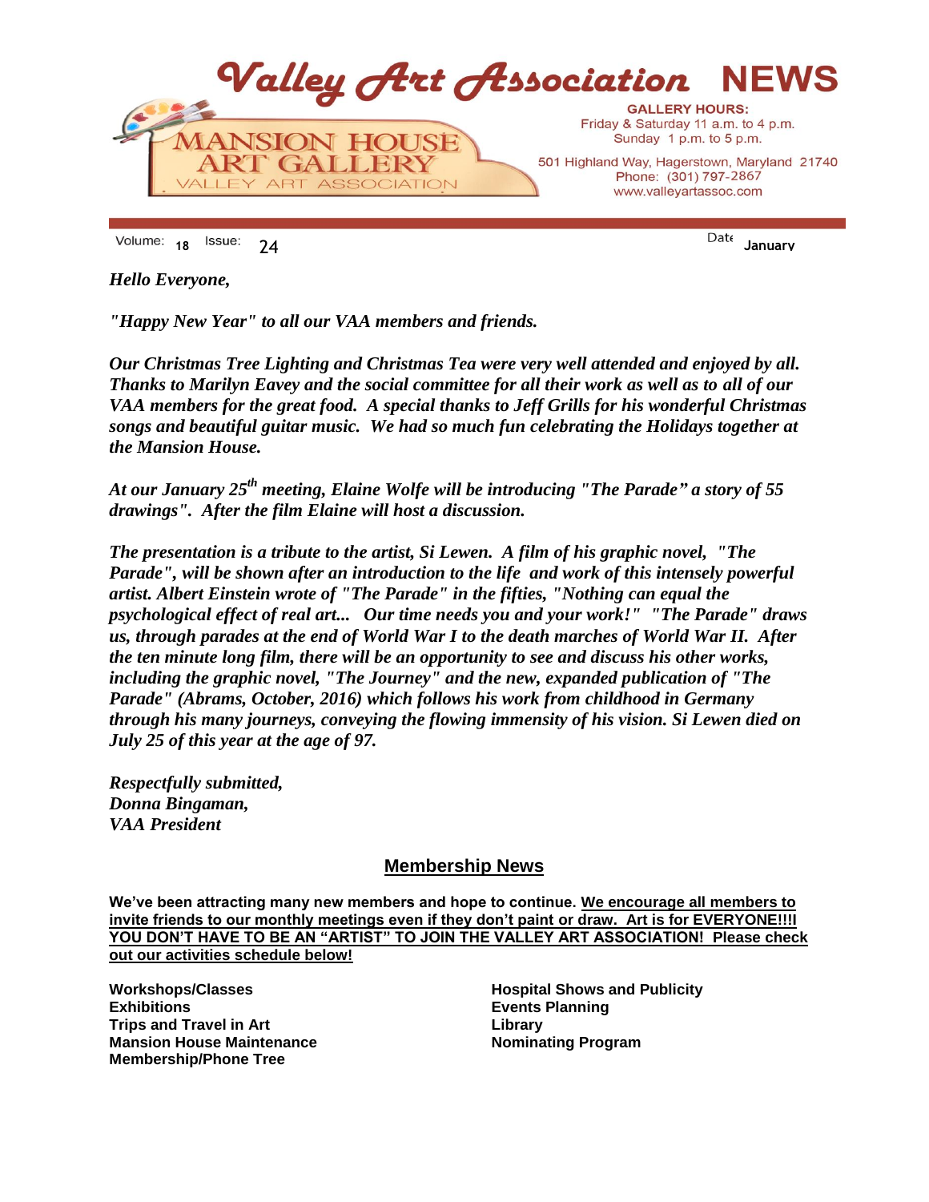# Valley Art Association NEWS

MANSION HOUSE ART GALLERY
VALLEY ART ASSOCIATION

**GALLERY HOURS:**
Friday & Saturday 11 a.m. to 4 p.m.
Sunday 1 p.m. to 5 p.m.

501 Highland Way, Hagerstown, Maryland 21740
Phone: (301) 797-2867
www.valleyartassoc.com

Volume: 18 Issue: 24 Date **January**

***Hello Everyone,***

***"Happy New Year" to all our VAA members and friends.***

***Our Christmas Tree Lighting and Christmas Tea were very well attended and enjoyed by all. Thanks to Marilyn Eavey and the social committee for all their work as well as to all of our VAA members for the great food. A special thanks to Jeff Grills for his wonderful Christmas songs and beautiful guitar music. We had so much fun celebrating the Holidays together at the Mansion House.***

***At our January 25th meeting, Elaine Wolfe will be introducing "The Parade" a story of 55 drawings". After the film Elaine will host a discussion.***

***The presentation is a tribute to the artist, Si Lewen. A film of his graphic novel, "The Parade", will be shown after an introduction to the life and work of this intensely powerful artist. Albert Einstein wrote of "The Parade" in the fifties, "Nothing can equal the psychological effect of real art... Our time needs you and your work!" "The Parade" draws us, through parades at the end of World War I to the death marches of World War II. After the ten minute long film, there will be an opportunity to see and discuss his other works, including the graphic novel, "The Journey" and the new, expanded publication of "The Parade" (Abrams, October, 2016) which follows his work from childhood in Germany through his many journeys, conveying the flowing immensity of his vision. Si Lewen died on July 25 of this year at the age of 97.***

***Respectfully submitted,***
***Donna Bingaman,***
***VAA President***

## Membership News

**We've been attracting many new members and hope to continue. We encourage all members to invite friends to our monthly meetings even if they don't paint or draw. Art is for EVERYONE!!!! YOU DON'T HAVE TO BE AN "ARTIST" TO JOIN THE VALLEY ART ASSOCIATION! Please check out our activities schedule below!**

**Workshops/Classes**
**Exhibitions**
**Trips and Travel in Art**
**Mansion House Maintenance**
**Membership/Phone Tree**
**Hospital Shows and Publicity**
**Events Planning**
**Library**
**Nominating Program**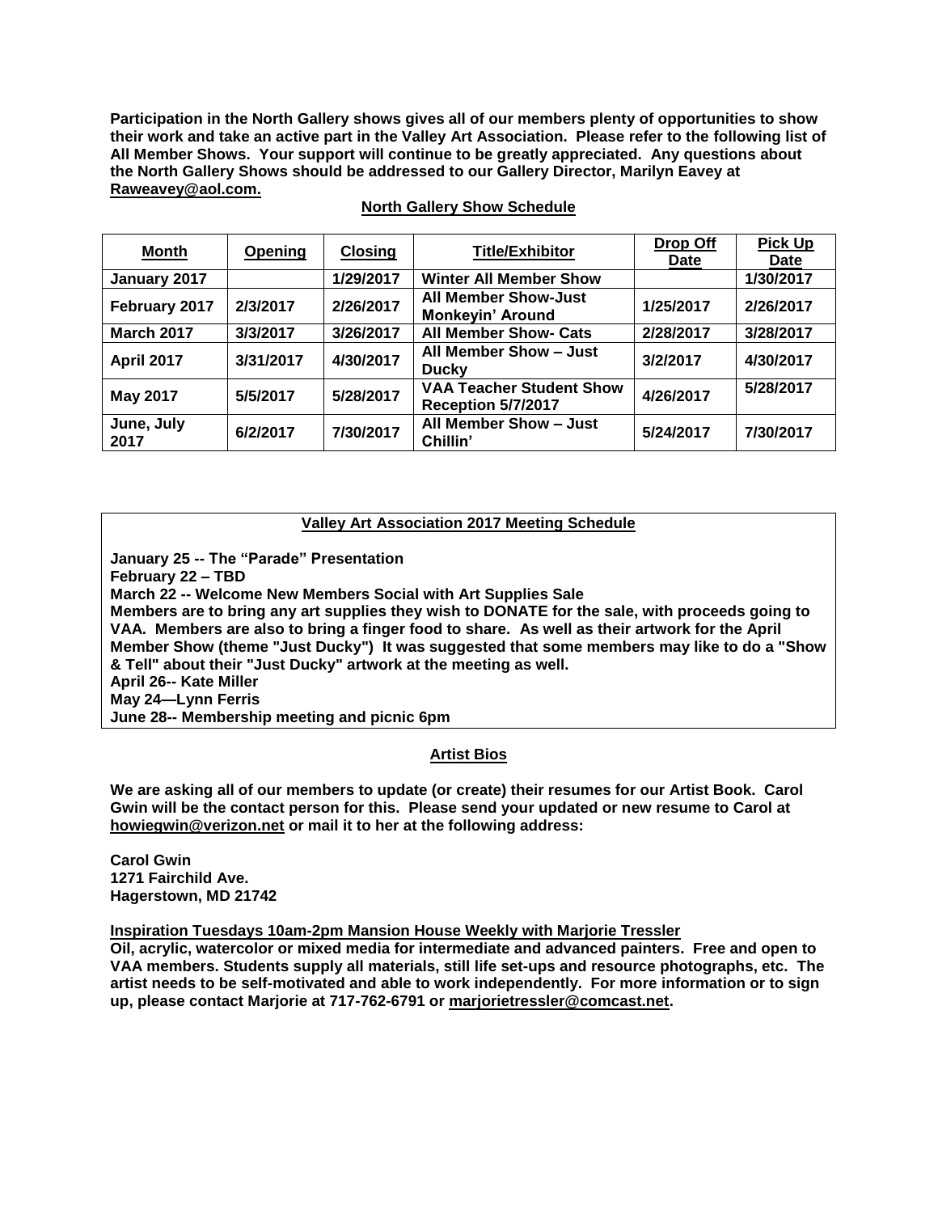**Participation in the North Gallery shows gives all of our members plenty of opportunities to show their work and take an active part in the Valley Art Association. Please refer to the following list of All Member Shows. Your support will continue to be greatly appreciated. Any questions about the North Gallery Shows should be addressed to our Gallery Director, Marilyn Eavey at Raweavey@aol.com.**

## North Gallery Show Schedule

| Month | Opening | Closing | Title/Exhibitor | Drop Off Date | Pick Up Date |
|---|---|---|---|---|---|
| January 2017 | | 1/29/2017 | Winter All Member Show | | 1/30/2017 |
| February 2017 | 2/3/2017 | 2/26/2017 | All Member Show-Just Monkeyin' Around | 1/25/2017 | 2/26/2017 |
| March 2017 | 3/3/2017 | 3/26/2017 | All Member Show- Cats | 2/28/2017 | 3/28/2017 |
| April 2017 | 3/31/2017 | 4/30/2017 | All Member Show – Just Ducky | 3/2/2017 | 4/30/2017 |
| May 2017 | 5/5/2017 | 5/28/2017 | VAA Teacher Student Show Reception 5/7/2017 | 4/26/2017 | 5/28/2017 |
| June, July 2017 | 6/2/2017 | 7/30/2017 | All Member Show – Just Chillin' | 5/24/2017 | 7/30/2017 |

## Valley Art Association 2017 Meeting Schedule

**January 25 -- The "Parade" Presentation**
**February 22 – TBD**
**March 22 -- Welcome New Members Social with Art Supplies Sale**
**Members are to bring any art supplies they wish to DONATE for the sale, with proceeds going to VAA. Members are also to bring a finger food to share. As well as their artwork for the April Member Show (theme "Just Ducky") It was suggested that some members may like to do a "Show & Tell" about their "Just Ducky" artwork at the meeting as well.**
**April 26-- Kate Miller**
**May 24—Lynn Ferris**
**June 28-- Membership meeting and picnic 6pm**

## Artist Bios

**We are asking all of our members to update (or create) their resumes for our Artist Book. Carol Gwin will be the contact person for this. Please send your updated or new resume to Carol at howiegwin@verizon.net or mail it to her at the following address:**

**Carol Gwin**
**1271 Fairchild Ave.**
**Hagerstown, MD 21742**

### Inspiration Tuesdays 10am-2pm Mansion House Weekly with Marjorie Tressler

**Oil, acrylic, watercolor or mixed media for intermediate and advanced painters. Free and open to VAA members. Students supply all materials, still life set-ups and resource photographs, etc. The artist needs to be self-motivated and able to work independently. For more information or to sign up, please contact Marjorie at 717-762-6791 or marjorietressler@comcast.net.**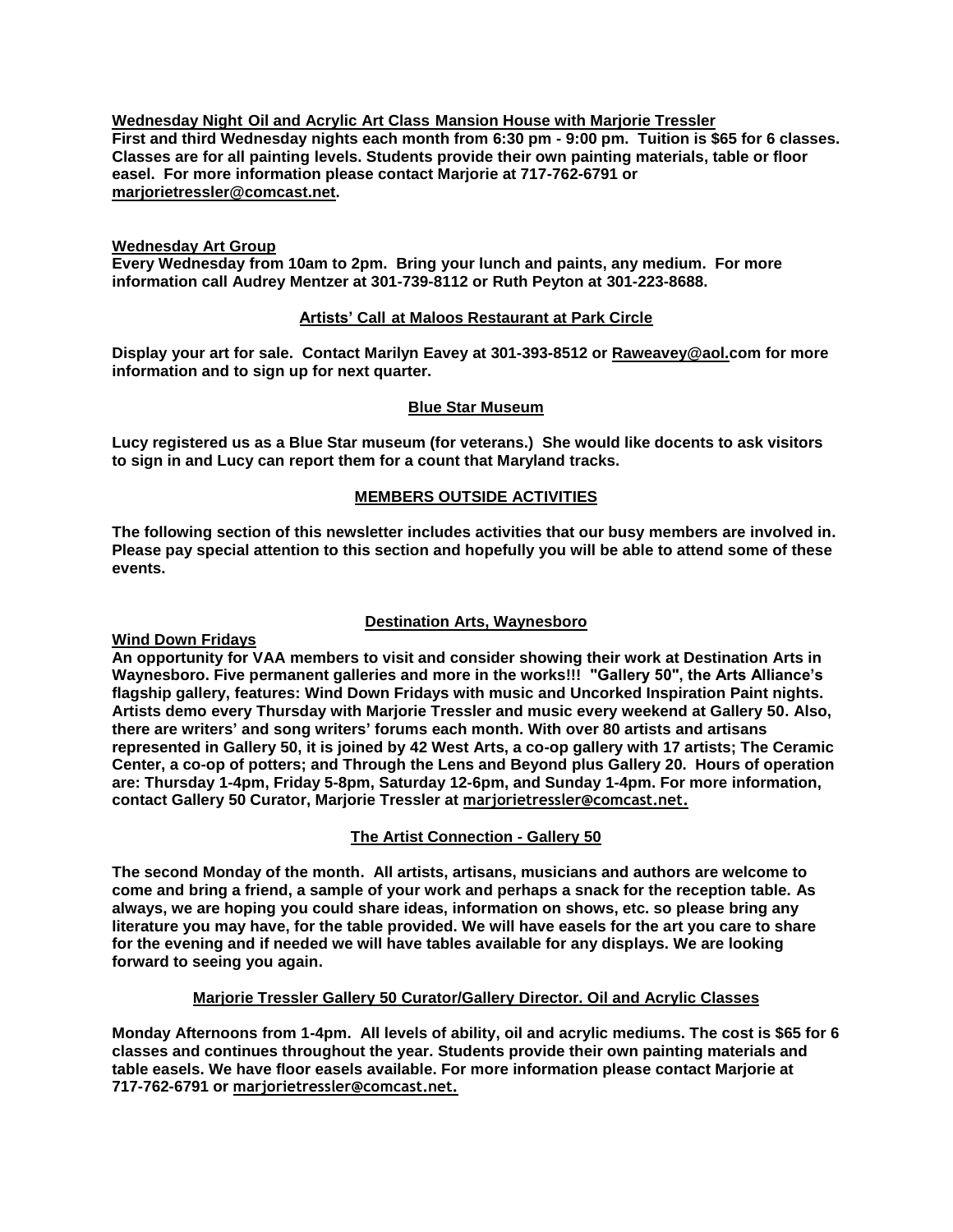**Wednesday Night Oil and Acrylic Art Class Mansion House with Marjorie Tressler**

**First and third Wednesday nights each month from 6:30 pm - 9:00 pm. Tuition is $65 for 6 classes. Classes are for all painting levels. Students provide their own painting materials, table or floor easel. For more information please contact Marjorie at 717-762-6791 or marjorietressler@comcast.net.**

**Wednesday Art Group**

**Every Wednesday from 10am to 2pm. Bring your lunch and paints, any medium. For more information call Audrey Mentzer at 301-739-8112 or Ruth Peyton at 301-223-8688.**

**Artists' Call at Maloos Restaurant at Park Circle**

**Display your art for sale. Contact Marilyn Eavey at 301-393-8512 or Raweavey@aol.com for more information and to sign up for next quarter.**

**Blue Star Museum**

**Lucy registered us as a Blue Star museum (for veterans.) She would like docents to ask visitors to sign in and Lucy can report them for a count that Maryland tracks.**

## MEMBERS OUTSIDE ACTIVITIES

**The following section of this newsletter includes activities that our busy members are involved in. Please pay special attention to this section and hopefully you will be able to attend some of these events.**

**Destination Arts, Waynesboro**

**Wind Down Fridays**

**An opportunity for VAA members to visit and consider showing their work at Destination Arts in Waynesboro. Five permanent galleries and more in the works!!! "Gallery 50", the Arts Alliance's flagship gallery, features: Wind Down Fridays with music and Uncorked Inspiration Paint nights. Artists demo every Thursday with Marjorie Tressler and music every weekend at Gallery 50. Also, there are writers' and song writers' forums each month. With over 80 artists and artisans represented in Gallery 50, it is joined by 42 West Arts, a co-op gallery with 17 artists; The Ceramic Center, a co-op of potters; and Through the Lens and Beyond plus Gallery 20. Hours of operation are: Thursday 1-4pm, Friday 5-8pm, Saturday 12-6pm, and Sunday 1-4pm. For more information, contact Gallery 50 Curator, Marjorie Tressler at marjorietressler@comcast.net.**

**The Artist Connection - Gallery 50**

**The second Monday of the month. All artists, artisans, musicians and authors are welcome to come and bring a friend, a sample of your work and perhaps a snack for the reception table. As always, we are hoping you could share ideas, information on shows, etc. so please bring any literature you may have, for the table provided. We will have easels for the art you care to share for the evening and if needed we will have tables available for any displays. We are looking forward to seeing you again.**

**Marjorie Tressler Gallery 50 Curator/Gallery Director. Oil and Acrylic Classes**

**Monday Afternoons from 1-4pm. All levels of ability, oil and acrylic mediums. The cost is $65 for 6 classes and continues throughout the year. Students provide their own painting materials and table easels. We have floor easels available. For more information please contact Marjorie at 717-762-6791 or marjorietressler@comcast.net.**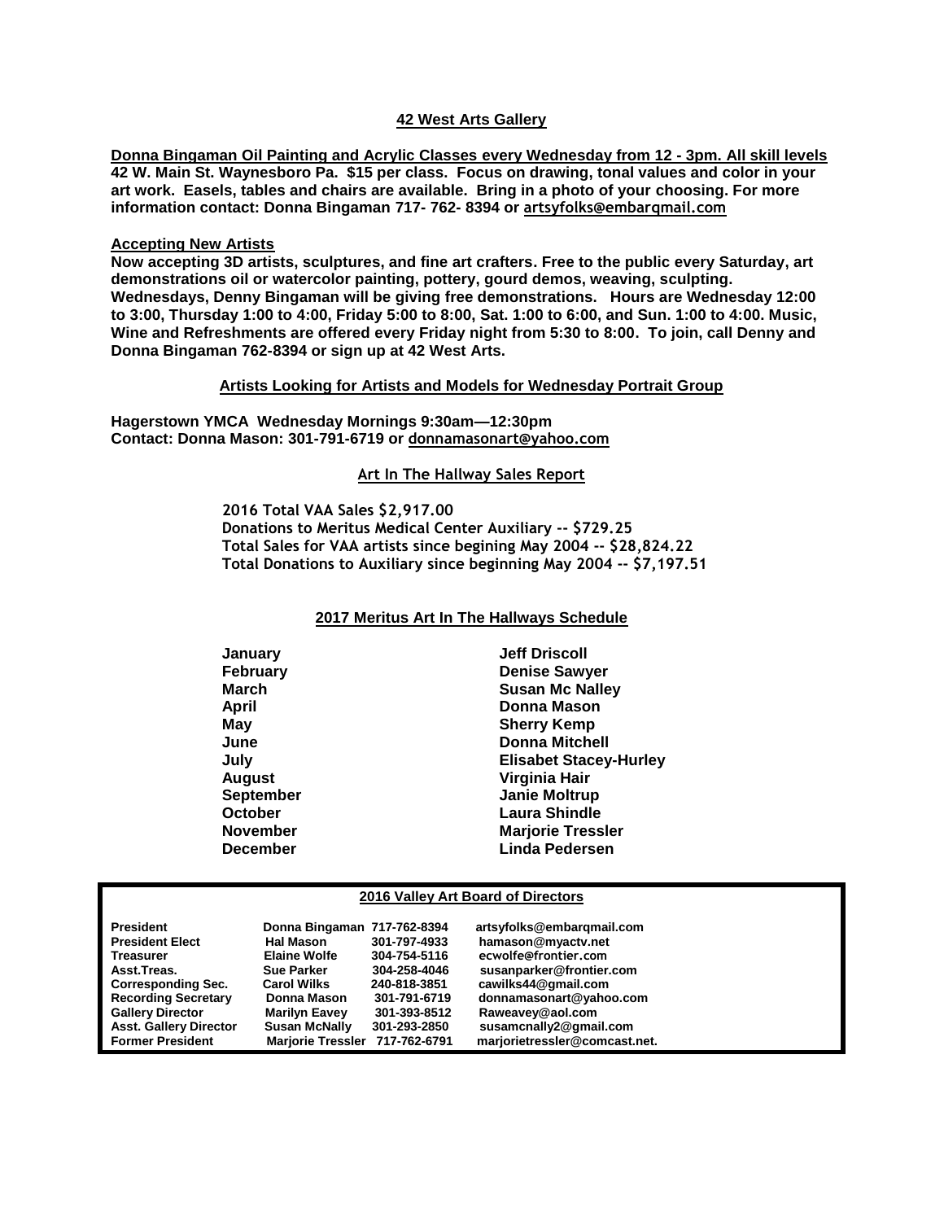## 42 West Arts Gallery

**Donna Bingaman Oil Painting and Acrylic Classes every Wednesday from 12 - 3pm. All skill levels**
**42 W. Main St. Waynesboro Pa. $15 per class. Focus on drawing, tonal values and color in your art work. Easels, tables and chairs are available. Bring in a photo of your choosing. For more information contact: Donna Bingaman 717- 762- 8394 or artsyfolks@embarqmail.com**

### Accepting New Artists

**Now accepting 3D artists, sculptures, and fine art crafters. Free to the public every Saturday, art demonstrations oil or watercolor painting, pottery, gourd demos, weaving, sculpting. Wednesdays, Denny Bingaman will be giving free demonstrations. Hours are Wednesday 12:00 to 3:00, Thursday 1:00 to 4:00, Friday 5:00 to 8:00, Sat. 1:00 to 6:00, and Sun. 1:00 to 4:00. Music, Wine and Refreshments are offered every Friday night from 5:30 to 8:00. To join, call Denny and Donna Bingaman 762-8394 or sign up at 42 West Arts.**

## Artists Looking for Artists and Models for Wednesday Portrait Group

**Hagerstown YMCA Wednesday Mornings 9:30am—12:30pm**
**Contact: Donna Mason: 301-791-6719 or donnamasonart@yahoo.com**

## Art In The Hallway Sales Report

**2016 Total VAA Sales $2,917.00**
**Donations to Meritus Medical Center Auxiliary -- $729.25**
**Total Sales for VAA artists since begining May 2004 -- $28,824.22**
**Total Donations to Auxiliary since beginning May 2004 -- $7,197.51**

## 2017 Meritus Art In The Hallways Schedule

| | |
|---|---|
| January | Jeff Driscoll |
| February | Denise Sawyer |
| March | Susan Mc Nalley |
| April | Donna Mason |
| May | Sherry Kemp |
| June | Donna Mitchell |
| July | Elisabet Stacey-Hurley |
| August | Virginia Hair |
| September | Janie Moltrup |
| October | Laura Shindle |
| November | Marjorie Tressler |
| December | Linda Pedersen |

## 2016 Valley Art Board of Directors

| | | | |
|---|---|---|---|
| President | Donna Bingaman | 717-762-8394 | artsyfolks@embarqmail.com |
| President Elect | Hal Mason | 301-797-4933 | hamason@myactv.net |
| Treasurer | Elaine Wolfe | 304-754-5116 | ecwolfe@frontier.com |
| Asst.Treas. | Sue Parker | 304-258-4046 | susanparker@frontier.com |
| Corresponding Sec. | Carol Wilks | 240-818-3851 | cawilks44@gmail.com |
| Recording Secretary | Donna Mason | 301-791-6719 | donnamasonart@yahoo.com |
| Gallery Director | Marilyn Eavey | 301-393-8512 | Raweavey@aol.com |
| Asst. Gallery Director | Susan McNally | 301-293-2850 | susamcnally2@gmail.com |
| Former President | Marjorie Tressler | 717-762-6791 | marjorietressler@comcast.net. |